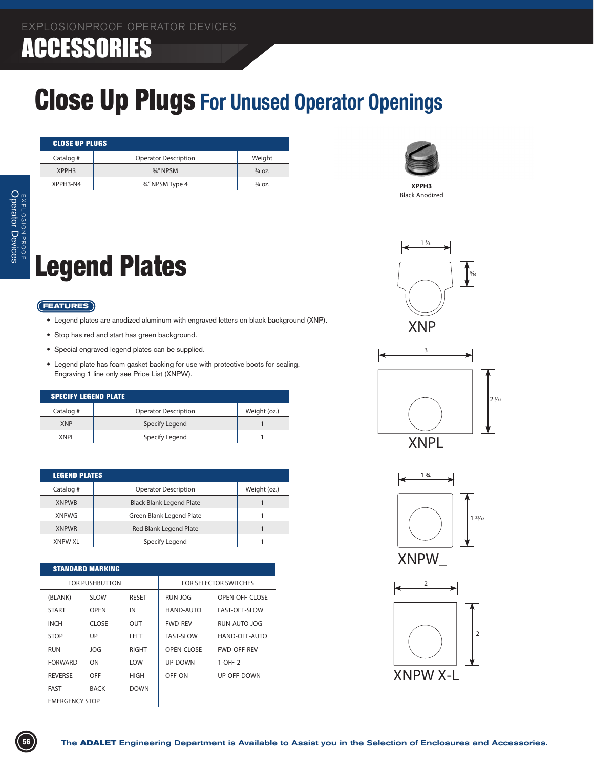# Close Up Plugs For Unused Operator Openings

| CLOSE UP PLUGS | | |
|---|---|---|
| Catalog # | Operator Description | Weight |
| XPPH3 | ¾" NPSM | ¾ oz. |
| XPPH3-N4 | ¾" NPSM Type 4 | ¾ oz. |

**XPPH3**
Black Anodized

# Legend Plates

**FEATURES**

- Legend plates are anodized aluminum with engraved letters on black background (XNP).
- Stop has red and start has green background.
- Special engraved legend plates can be supplied.
- Legend plate has foam gasket backing for use with protective boots for sealing. Engraving 1 line only see Price List (XNPW).

| SPECIFY LEGEND PLATE | | |
|---|---|---|
| Catalog # | Operator Description | Weight (oz.) |
| XNP | Specify Legend | 1 |
| XNPL | Specify Legend | 1 |

| LEGEND PLATES | | |
|---|---|---|
| Catalog # | Operator Description | Weight (oz.) |
| XNPWB | Black Blank Legend Plate | 1 |
| XNPWG | Green Blank Legend Plate | 1 |
| XNPWR | Red Blank Legend Plate | 1 |
| XNPW XL | Specify Legend | 1 |

| STANDARD MARKING | | | | |
|---|---|---|---|---|
| FOR PUSHBUTTON | | | FOR SELECTOR SWITCHES | |
| (BLANK) | SLOW | RESET | RUN-JOG | OPEN-OFF-CLOSE |
| START | OPEN | IN | HAND-AUTO | FAST-OFF-SLOW |
| INCH | CLOSE | OUT | FWD-REV | RUN-AUTO-JOG |
| STOP | UP | LEFT | FAST-SLOW | HAND-OFF-AUTO |
| RUN | JOG | RIGHT | OPEN-CLOSE | FWD-OFF-REV |
| FORWARD | ON | LOW | UP-DOWN | 1-OFF-2 |
| REVERSE | OFF | HIGH | OFF-ON | UP-OFF-DOWN |
| FAST | BACK | DOWN | | |
| EMERGENCY STOP | | | | |

XNP: 1 ⅝ × ⁹⁄₁₆

XNPL: 3 × 2 ¹⁄₃₂

XNPW_: 1 ¾ × 1 ²³⁄₃₂

XNPW X-L: 2 × 2

The **ADALET** Engineering Department is Available to Assist you in the Selection of Enclosures and Accessories.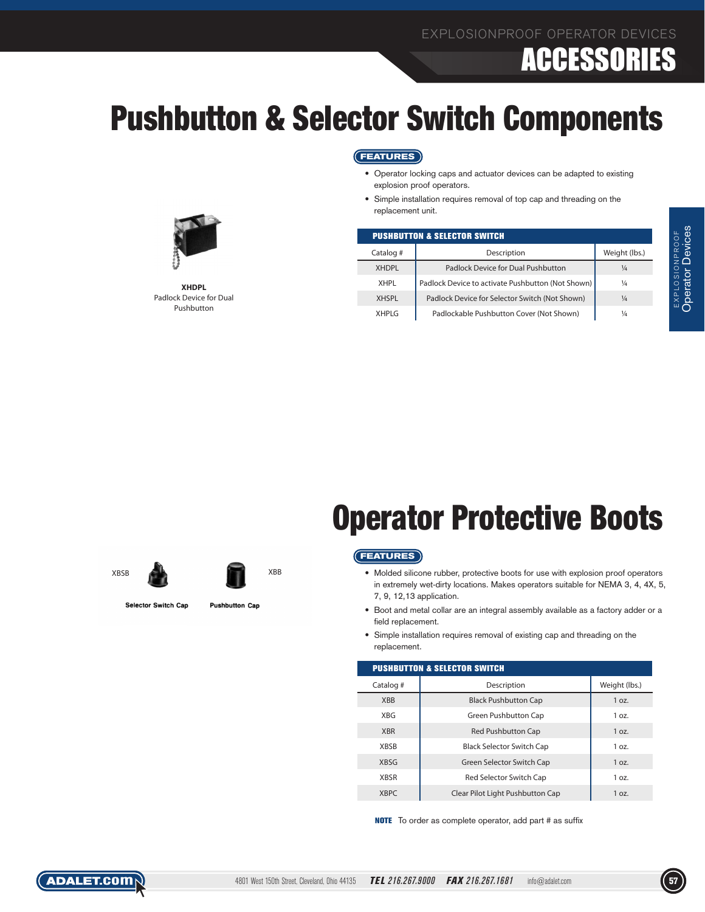# Pushbutton & Selector Switch Components

**XHDPL**
Padlock Device for Dual Pushbutton

**FEATURES**

- Operator locking caps and actuator devices can be adapted to existing explosion proof operators.
- Simple installation requires removal of top cap and threading on the replacement unit.

| PUSHBUTTON & SELECTOR SWITCH | | |
|---|---|---|
| Catalog # | Description | Weight (lbs.) |
| XHDPL | Padlock Device for Dual Pushbutton | ¼ |
| XHPL | Padlock Device to activate Pushbutton (Not Shown) | ¼ |
| XHSPL | Padlock Device for Selector Switch (Not Shown) | ¼ |
| XHPLG | Padlockable Pushbutton Cover (Not Shown) | ¼ |

# Operator Protective Boots

XBSB **Selector Switch Cap**

XBB **Pushbutton Cap**

**FEATURES**

- Molded silicone rubber, protective boots for use with explosion proof operators in extremely wet-dirty locations. Makes operators suitable for NEMA 3, 4, 4X, 5, 7, 9, 12,13 application.
- Boot and metal collar are an integral assembly available as a factory adder or a field replacement.
- Simple installation requires removal of existing cap and threading on the replacement.

| PUSHBUTTON & SELECTOR SWITCH | | |
|---|---|---|
| Catalog # | Description | Weight (lbs.) |
| XBB | Black Pushbutton Cap | 1 oz. |
| XBG | Green Pushbutton Cap | 1 oz. |
| XBR | Red Pushbutton Cap | 1 oz. |
| XBSB | Black Selector Switch Cap | 1 oz. |
| XBSG | Green Selector Switch Cap | 1 oz. |
| XBSR | Red Selector Switch Cap | 1 oz. |
| XBPC | Clear Pilot Light Pushbutton Cap | 1 oz. |

**NOTE** To order as complete operator, add part # as suffix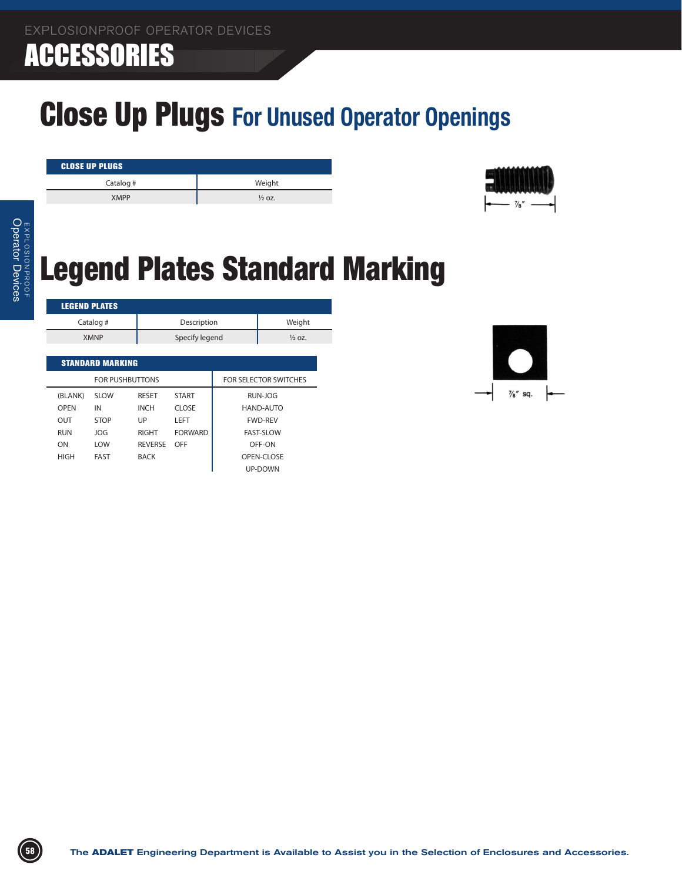# ACCESSORIES

## Close Up Plugs For Unused Operator Openings

| CLOSE UP PLUGS | |
|---|---|
| Catalog # | Weight |
| XMPP | ½ oz. |

⅞"

## Legend Plates Standard Marking

| LEGEND PLATES | | |
|---|---|---|
| Catalog # | Description | Weight |
| XMNP | Specify legend | ½ oz. |

⅞" sq.

| STANDARD MARKING | | | | |
|---|---|---|---|---|
| FOR PUSHBUTTONS | | | | FOR SELECTOR SWITCHES |
| (BLANK) | SLOW | RESET | START | RUN-JOG |
| OPEN | IN | INCH | CLOSE | HAND-AUTO |
| OUT | STOP | UP | LEFT | FWD-REV |
| RUN | JOG | RIGHT | FORWARD | FAST-SLOW |
| ON | LOW | REVERSE | OFF | OFF-ON |
| HIGH | FAST | BACK | | OPEN-CLOSE |
| | | | | UP-DOWN |

The **ADALET** Engineering Department is Available to Assist you in the Selection of Enclosures and Accessories.